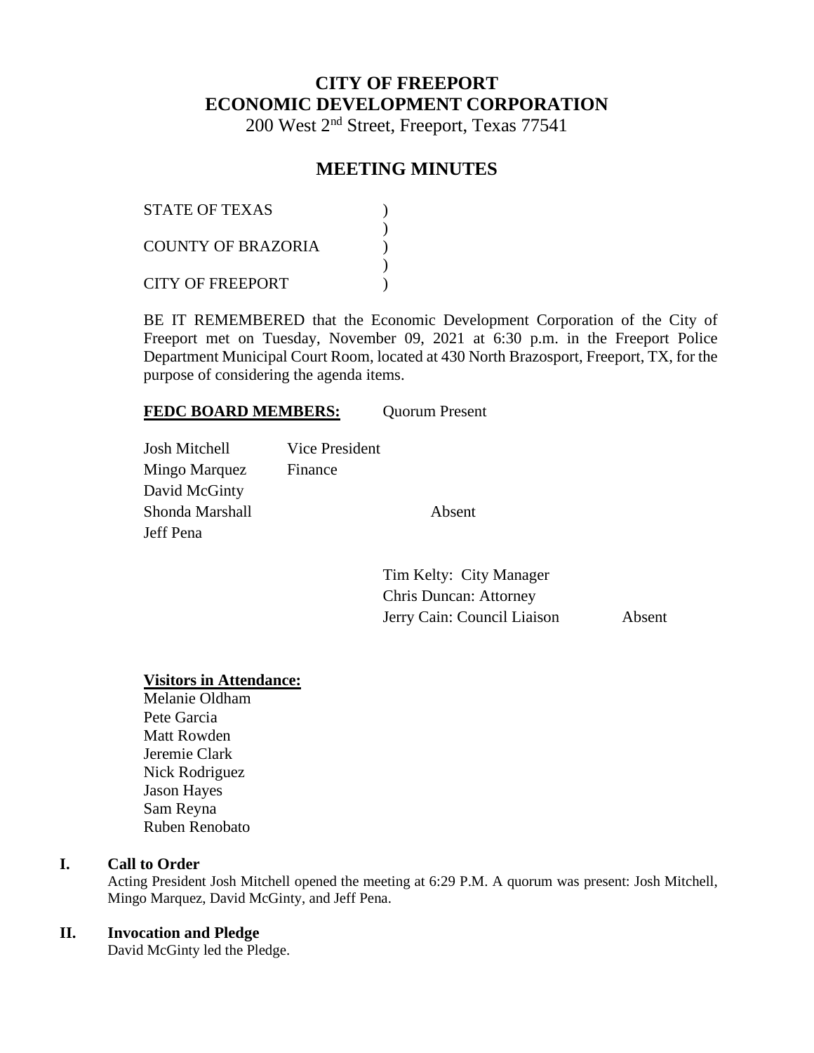# CITY OF FREEPORT
# ECONOMIC DEVELOPMENT CORPORATION

200 West 2nd Street, Freeport, Texas 77541

## MEETING MINUTES

STATE OF TEXAS )
)
COUNTY OF BRAZORIA )
)
CITY OF FREEPORT )

BE IT REMEMBERED that the Economic Development Corporation of the City of Freeport met on Tuesday, November 09, 2021 at 6:30 p.m. in the Freeport Police Department Municipal Court Room, located at 430 North Brazosport, Freeport, TX, for the purpose of considering the agenda items.

**FEDC BOARD MEMBERS:** Quorum Present

| | | |
|---|---|---|
| Josh Mitchell | Vice President | |
| Mingo Marquez | Finance | |
| David McGinty | | |
| Shonda Marshall | | Absent |
| Jeff Pena | | |

Tim Kelty: City Manager
Chris Duncan: Attorney
Jerry Cain: Council Liaison Absent

**Visitors in Attendance:**
Melanie Oldham
Pete Garcia
Matt Rowden
Jeremie Clark
Nick Rodriguez
Jason Hayes
Sam Reyna
Ruben Renobato

## I. Call to Order

Acting President Josh Mitchell opened the meeting at 6:29 P.M. A quorum was present: Josh Mitchell, Mingo Marquez, David McGinty, and Jeff Pena.

## II. Invocation and Pledge

David McGinty led the Pledge.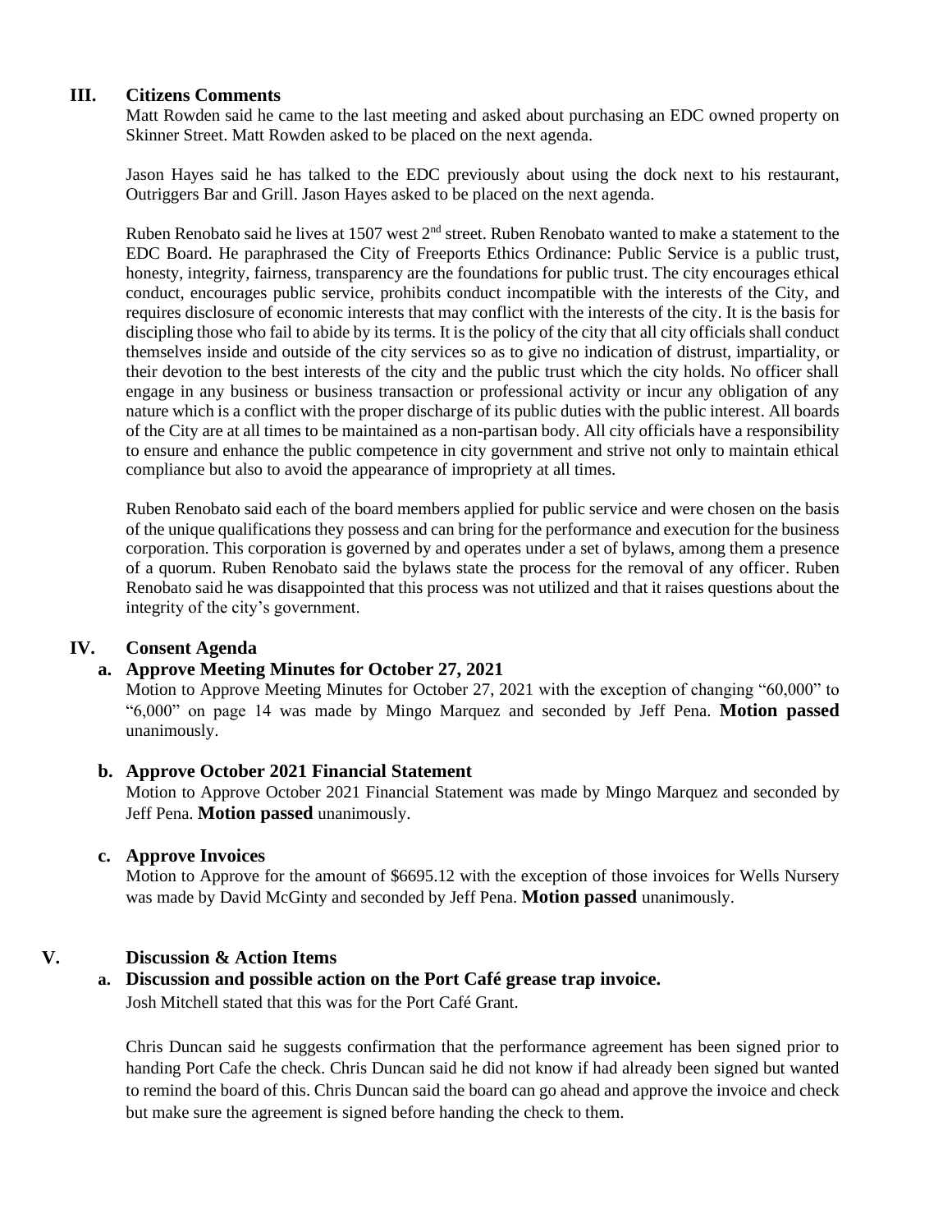## III. Citizens Comments

Matt Rowden said he came to the last meeting and asked about purchasing an EDC owned property on Skinner Street. Matt Rowden asked to be placed on the next agenda.

Jason Hayes said he has talked to the EDC previously about using the dock next to his restaurant, Outriggers Bar and Grill. Jason Hayes asked to be placed on the next agenda.

Ruben Renobato said he lives at 1507 west 2nd street. Ruben Renobato wanted to make a statement to the EDC Board. He paraphrased the City of Freeports Ethics Ordinance: Public Service is a public trust, honesty, integrity, fairness, transparency are the foundations for public trust. The city encourages ethical conduct, encourages public service, prohibits conduct incompatible with the interests of the City, and requires disclosure of economic interests that may conflict with the interests of the city. It is the basis for discipling those who fail to abide by its terms. It is the policy of the city that all city officials shall conduct themselves inside and outside of the city services so as to give no indication of distrust, impartiality, or their devotion to the best interests of the city and the public trust which the city holds. No officer shall engage in any business or business transaction or professional activity or incur any obligation of any nature which is a conflict with the proper discharge of its public duties with the public interest. All boards of the City are at all times to be maintained as a non-partisan body. All city officials have a responsibility to ensure and enhance the public competence in city government and strive not only to maintain ethical compliance but also to avoid the appearance of impropriety at all times.

Ruben Renobato said each of the board members applied for public service and were chosen on the basis of the unique qualifications they possess and can bring for the performance and execution for the business corporation. This corporation is governed by and operates under a set of bylaws, among them a presence of a quorum. Ruben Renobato said the bylaws state the process for the removal of any officer. Ruben Renobato said he was disappointed that this process was not utilized and that it raises questions about the integrity of the city's government.

## IV. Consent Agenda

### a. Approve Meeting Minutes for October 27, 2021

Motion to Approve Meeting Minutes for October 27, 2021 with the exception of changing "60,000" to "6,000" on page 14 was made by Mingo Marquez and seconded by Jeff Pena. **Motion passed** unanimously.

### b. Approve October 2021 Financial Statement

Motion to Approve October 2021 Financial Statement was made by Mingo Marquez and seconded by Jeff Pena. **Motion passed** unanimously.

### c. Approve Invoices

Motion to Approve for the amount of $6695.12 with the exception of those invoices for Wells Nursery was made by David McGinty and seconded by Jeff Pena. **Motion passed** unanimously.

## V. Discussion & Action Items

### a. Discussion and possible action on the Port Café grease trap invoice.

Josh Mitchell stated that this was for the Port Café Grant.

Chris Duncan said he suggests confirmation that the performance agreement has been signed prior to handing Port Cafe the check. Chris Duncan said he did not know if had already been signed but wanted to remind the board of this. Chris Duncan said the board can go ahead and approve the invoice and check but make sure the agreement is signed before handing the check to them.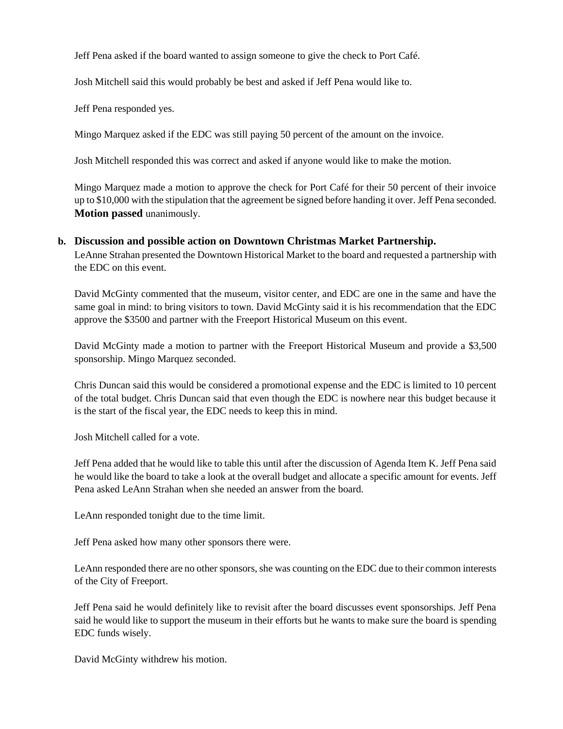Jeff Pena asked if the board wanted to assign someone to give the check to Port Café.

Josh Mitchell said this would probably be best and asked if Jeff Pena would like to.

Jeff Pena responded yes.

Mingo Marquez asked if the EDC was still paying 50 percent of the amount on the invoice.

Josh Mitchell responded this was correct and asked if anyone would like to make the motion.

Mingo Marquez made a motion to approve the check for Port Café for their 50 percent of their invoice up to $10,000 with the stipulation that the agreement be signed before handing it over. Jeff Pena seconded. **Motion passed** unanimously.

**b. Discussion and possible action on Downtown Christmas Market Partnership.**

LeAnne Strahan presented the Downtown Historical Market to the board and requested a partnership with the EDC on this event.

David McGinty commented that the museum, visitor center, and EDC are one in the same and have the same goal in mind: to bring visitors to town. David McGinty said it is his recommendation that the EDC approve the $3500 and partner with the Freeport Historical Museum on this event.

David McGinty made a motion to partner with the Freeport Historical Museum and provide a $3,500 sponsorship. Mingo Marquez seconded.

Chris Duncan said this would be considered a promotional expense and the EDC is limited to 10 percent of the total budget. Chris Duncan said that even though the EDC is nowhere near this budget because it is the start of the fiscal year, the EDC needs to keep this in mind.

Josh Mitchell called for a vote.

Jeff Pena added that he would like to table this until after the discussion of Agenda Item K. Jeff Pena said he would like the board to take a look at the overall budget and allocate a specific amount for events. Jeff Pena asked LeAnn Strahan when she needed an answer from the board.

LeAnn responded tonight due to the time limit.

Jeff Pena asked how many other sponsors there were.

LeAnn responded there are no other sponsors, she was counting on the EDC due to their common interests of the City of Freeport.

Jeff Pena said he would definitely like to revisit after the board discusses event sponsorships. Jeff Pena said he would like to support the museum in their efforts but he wants to make sure the board is spending EDC funds wisely.

David McGinty withdrew his motion.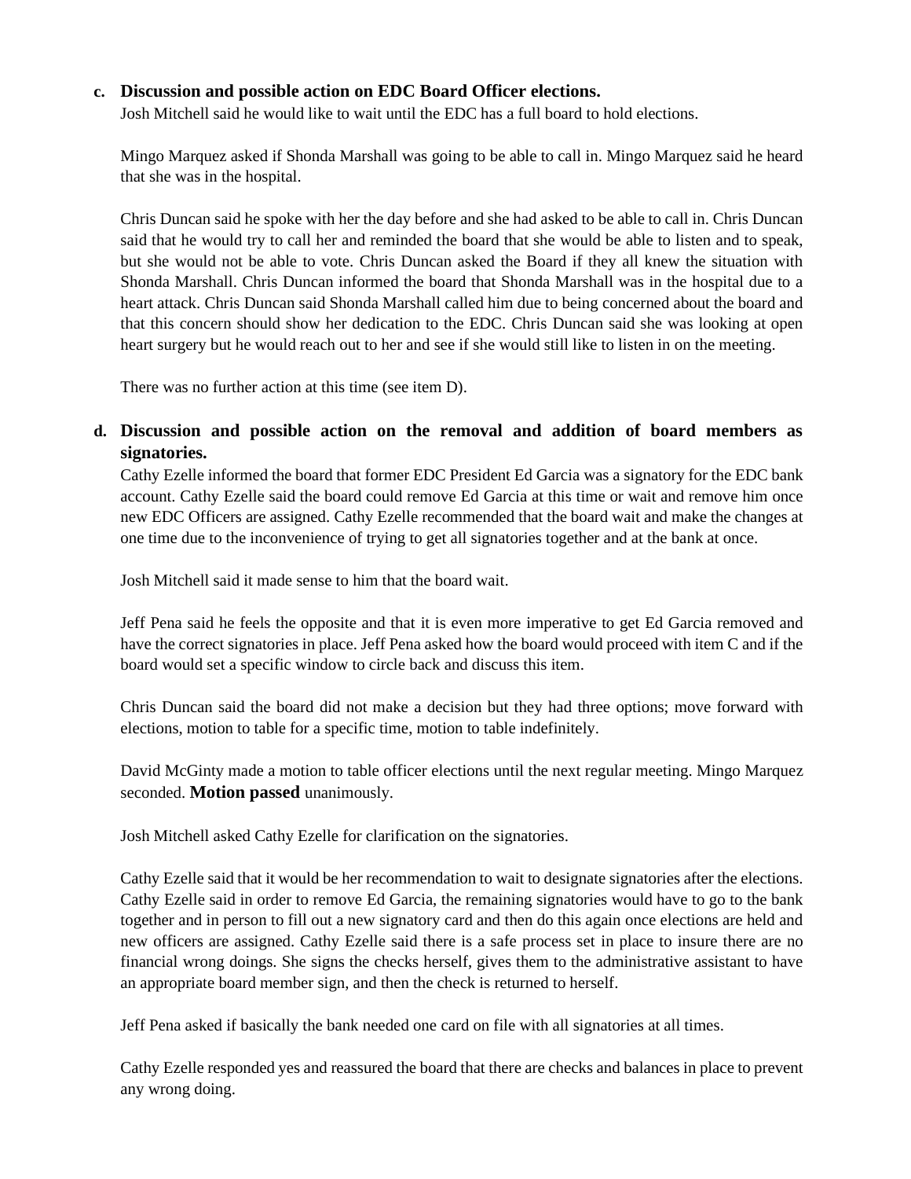**c. Discussion and possible action on EDC Board Officer elections.**

Josh Mitchell said he would like to wait until the EDC has a full board to hold elections.

Mingo Marquez asked if Shonda Marshall was going to be able to call in. Mingo Marquez said he heard that she was in the hospital.

Chris Duncan said he spoke with her the day before and she had asked to be able to call in. Chris Duncan said that he would try to call her and reminded the board that she would be able to listen and to speak, but she would not be able to vote. Chris Duncan asked the Board if they all knew the situation with Shonda Marshall. Chris Duncan informed the board that Shonda Marshall was in the hospital due to a heart attack. Chris Duncan said Shonda Marshall called him due to being concerned about the board and that this concern should show her dedication to the EDC. Chris Duncan said she was looking at open heart surgery but he would reach out to her and see if she would still like to listen in on the meeting.

There was no further action at this time (see item D).

**d. Discussion and possible action on the removal and addition of board members as signatories.**

Cathy Ezelle informed the board that former EDC President Ed Garcia was a signatory for the EDC bank account. Cathy Ezelle said the board could remove Ed Garcia at this time or wait and remove him once new EDC Officers are assigned. Cathy Ezelle recommended that the board wait and make the changes at one time due to the inconvenience of trying to get all signatories together and at the bank at once.

Josh Mitchell said it made sense to him that the board wait.

Jeff Pena said he feels the opposite and that it is even more imperative to get Ed Garcia removed and have the correct signatories in place. Jeff Pena asked how the board would proceed with item C and if the board would set a specific window to circle back and discuss this item.

Chris Duncan said the board did not make a decision but they had three options; move forward with elections, motion to table for a specific time, motion to table indefinitely.

David McGinty made a motion to table officer elections until the next regular meeting. Mingo Marquez seconded. **Motion passed** unanimously.

Josh Mitchell asked Cathy Ezelle for clarification on the signatories.

Cathy Ezelle said that it would be her recommendation to wait to designate signatories after the elections. Cathy Ezelle said in order to remove Ed Garcia, the remaining signatories would have to go to the bank together and in person to fill out a new signatory card and then do this again once elections are held and new officers are assigned. Cathy Ezelle said there is a safe process set in place to insure there are no financial wrong doings. She signs the checks herself, gives them to the administrative assistant to have an appropriate board member sign, and then the check is returned to herself.

Jeff Pena asked if basically the bank needed one card on file with all signatories at all times.

Cathy Ezelle responded yes and reassured the board that there are checks and balances in place to prevent any wrong doing.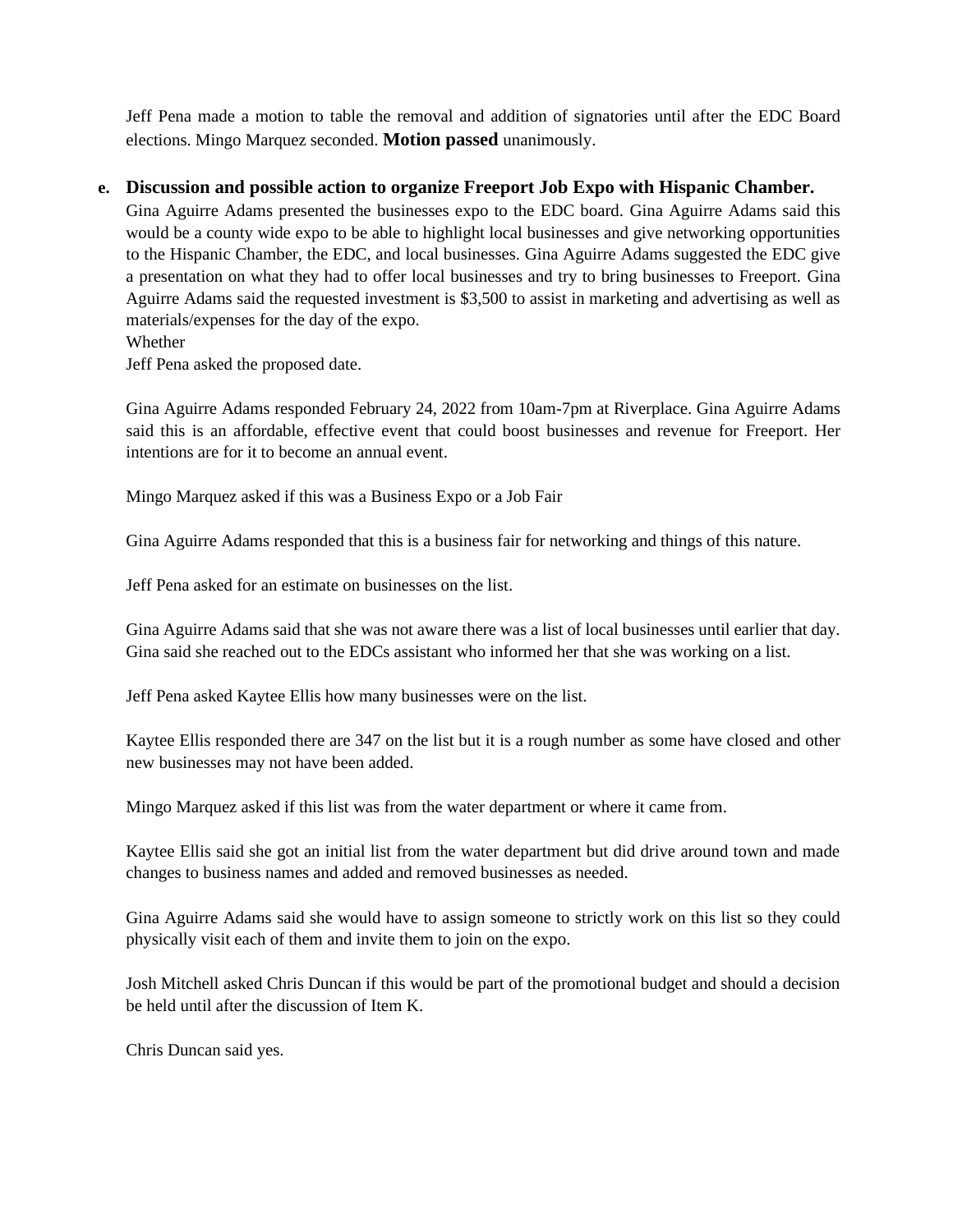Jeff Pena made a motion to table the removal and addition of signatories until after the EDC Board elections. Mingo Marquez seconded. **Motion passed** unanimously.

**e. Discussion and possible action to organize Freeport Job Expo with Hispanic Chamber.**

Gina Aguirre Adams presented the businesses expo to the EDC board. Gina Aguirre Adams said this would be a county wide expo to be able to highlight local businesses and give networking opportunities to the Hispanic Chamber, the EDC, and local businesses. Gina Aguirre Adams suggested the EDC give a presentation on what they had to offer local businesses and try to bring businesses to Freeport. Gina Aguirre Adams said the requested investment is $3,500 to assist in marketing and advertising as well as materials/expenses for the day of the expo.

Whether

Jeff Pena asked the proposed date.

Gina Aguirre Adams responded February 24, 2022 from 10am-7pm at Riverplace. Gina Aguirre Adams said this is an affordable, effective event that could boost businesses and revenue for Freeport. Her intentions are for it to become an annual event.

Mingo Marquez asked if this was a Business Expo or a Job Fair

Gina Aguirre Adams responded that this is a business fair for networking and things of this nature.

Jeff Pena asked for an estimate on businesses on the list.

Gina Aguirre Adams said that she was not aware there was a list of local businesses until earlier that day. Gina said she reached out to the EDCs assistant who informed her that she was working on a list.

Jeff Pena asked Kaytee Ellis how many businesses were on the list.

Kaytee Ellis responded there are 347 on the list but it is a rough number as some have closed and other new businesses may not have been added.

Mingo Marquez asked if this list was from the water department or where it came from.

Kaytee Ellis said she got an initial list from the water department but did drive around town and made changes to business names and added and removed businesses as needed.

Gina Aguirre Adams said she would have to assign someone to strictly work on this list so they could physically visit each of them and invite them to join on the expo.

Josh Mitchell asked Chris Duncan if this would be part of the promotional budget and should a decision be held until after the discussion of Item K.

Chris Duncan said yes.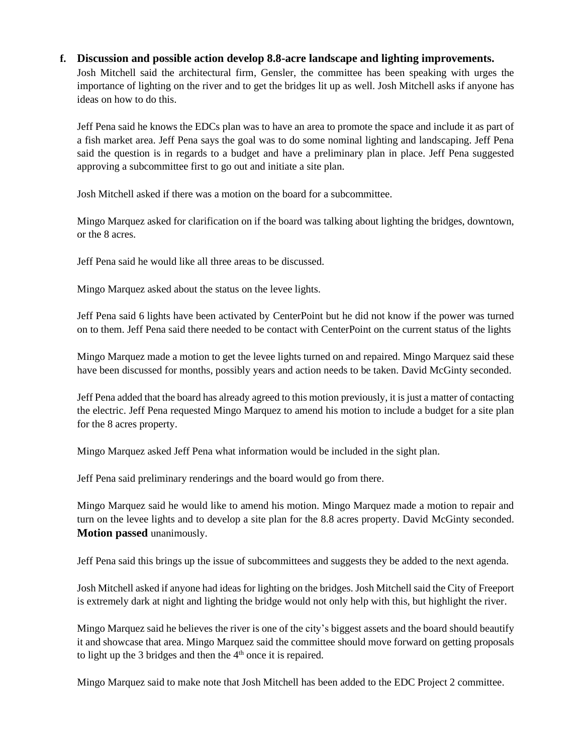**f. Discussion and possible action develop 8.8-acre landscape and lighting improvements.**

Josh Mitchell said the architectural firm, Gensler, the committee has been speaking with urges the importance of lighting on the river and to get the bridges lit up as well. Josh Mitchell asks if anyone has ideas on how to do this.

Jeff Pena said he knows the EDCs plan was to have an area to promote the space and include it as part of a fish market area. Jeff Pena says the goal was to do some nominal lighting and landscaping. Jeff Pena said the question is in regards to a budget and have a preliminary plan in place. Jeff Pena suggested approving a subcommittee first to go out and initiate a site plan.

Josh Mitchell asked if there was a motion on the board for a subcommittee.

Mingo Marquez asked for clarification on if the board was talking about lighting the bridges, downtown, or the 8 acres.

Jeff Pena said he would like all three areas to be discussed.

Mingo Marquez asked about the status on the levee lights.

Jeff Pena said 6 lights have been activated by CenterPoint but he did not know if the power was turned on to them. Jeff Pena said there needed to be contact with CenterPoint on the current status of the lights

Mingo Marquez made a motion to get the levee lights turned on and repaired. Mingo Marquez said these have been discussed for months, possibly years and action needs to be taken. David McGinty seconded.

Jeff Pena added that the board has already agreed to this motion previously, it is just a matter of contacting the electric. Jeff Pena requested Mingo Marquez to amend his motion to include a budget for a site plan for the 8 acres property.

Mingo Marquez asked Jeff Pena what information would be included in the sight plan.

Jeff Pena said preliminary renderings and the board would go from there.

Mingo Marquez said he would like to amend his motion. Mingo Marquez made a motion to repair and turn on the levee lights and to develop a site plan for the 8.8 acres property. David McGinty seconded. **Motion passed** unanimously.

Jeff Pena said this brings up the issue of subcommittees and suggests they be added to the next agenda.

Josh Mitchell asked if anyone had ideas for lighting on the bridges. Josh Mitchell said the City of Freeport is extremely dark at night and lighting the bridge would not only help with this, but highlight the river.

Mingo Marquez said he believes the river is one of the city's biggest assets and the board should beautify it and showcase that area. Mingo Marquez said the committee should move forward on getting proposals to light up the 3 bridges and then the 4th once it is repaired.

Mingo Marquez said to make note that Josh Mitchell has been added to the EDC Project 2 committee.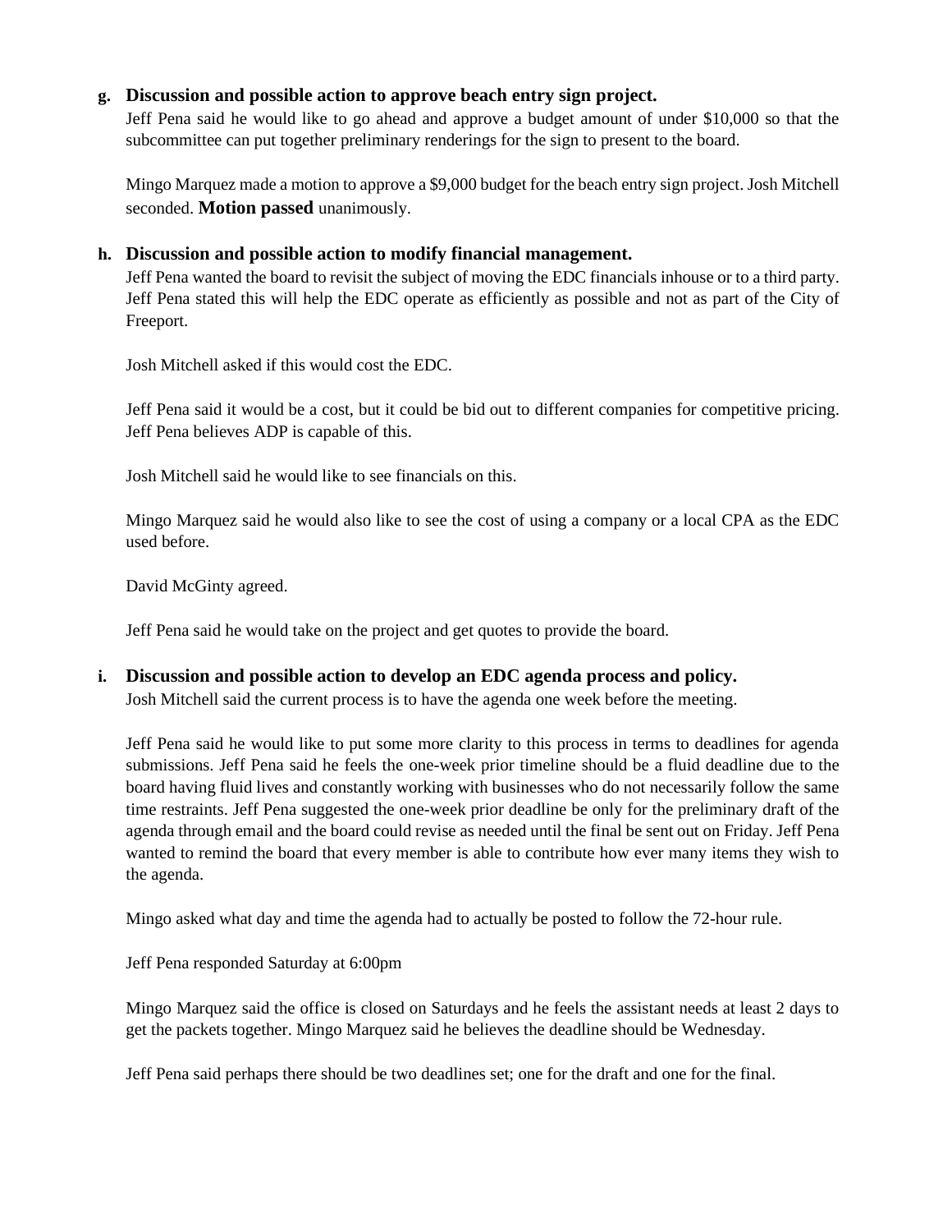**g. Discussion and possible action to approve beach entry sign project.**

Jeff Pena said he would like to go ahead and approve a budget amount of under $10,000 so that the subcommittee can put together preliminary renderings for the sign to present to the board.

Mingo Marquez made a motion to approve a $9,000 budget for the beach entry sign project. Josh Mitchell seconded. **Motion passed** unanimously.

**h. Discussion and possible action to modify financial management.**

Jeff Pena wanted the board to revisit the subject of moving the EDC financials inhouse or to a third party. Jeff Pena stated this will help the EDC operate as efficiently as possible and not as part of the City of Freeport.

Josh Mitchell asked if this would cost the EDC.

Jeff Pena said it would be a cost, but it could be bid out to different companies for competitive pricing. Jeff Pena believes ADP is capable of this.

Josh Mitchell said he would like to see financials on this.

Mingo Marquez said he would also like to see the cost of using a company or a local CPA as the EDC used before.

David McGinty agreed.

Jeff Pena said he would take on the project and get quotes to provide the board.

**i. Discussion and possible action to develop an EDC agenda process and policy.**

Josh Mitchell said the current process is to have the agenda one week before the meeting.

Jeff Pena said he would like to put some more clarity to this process in terms to deadlines for agenda submissions. Jeff Pena said he feels the one-week prior timeline should be a fluid deadline due to the board having fluid lives and constantly working with businesses who do not necessarily follow the same time restraints. Jeff Pena suggested the one-week prior deadline be only for the preliminary draft of the agenda through email and the board could revise as needed until the final be sent out on Friday. Jeff Pena wanted to remind the board that every member is able to contribute how ever many items they wish to the agenda.

Mingo asked what day and time the agenda had to actually be posted to follow the 72-hour rule.

Jeff Pena responded Saturday at 6:00pm

Mingo Marquez said the office is closed on Saturdays and he feels the assistant needs at least 2 days to get the packets together. Mingo Marquez said he believes the deadline should be Wednesday.

Jeff Pena said perhaps there should be two deadlines set; one for the draft and one for the final.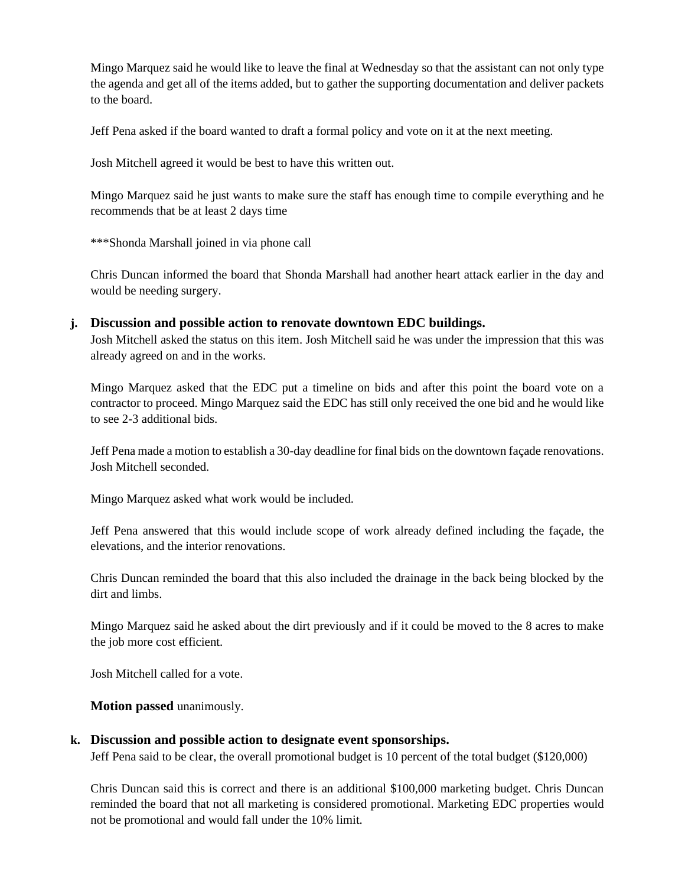Mingo Marquez said he would like to leave the final at Wednesday so that the assistant can not only type the agenda and get all of the items added, but to gather the supporting documentation and deliver packets to the board.

Jeff Pena asked if the board wanted to draft a formal policy and vote on it at the next meeting.

Josh Mitchell agreed it would be best to have this written out.

Mingo Marquez said he just wants to make sure the staff has enough time to compile everything and he recommends that be at least 2 days time

***Shonda Marshall joined in via phone call

Chris Duncan informed the board that Shonda Marshall had another heart attack earlier in the day and would be needing surgery.

**j. Discussion and possible action to renovate downtown EDC buildings.**

Josh Mitchell asked the status on this item. Josh Mitchell said he was under the impression that this was already agreed on and in the works.

Mingo Marquez asked that the EDC put a timeline on bids and after this point the board vote on a contractor to proceed. Mingo Marquez said the EDC has still only received the one bid and he would like to see 2-3 additional bids.

Jeff Pena made a motion to establish a 30-day deadline for final bids on the downtown façade renovations. Josh Mitchell seconded.

Mingo Marquez asked what work would be included.

Jeff Pena answered that this would include scope of work already defined including the façade, the elevations, and the interior renovations.

Chris Duncan reminded the board that this also included the drainage in the back being blocked by the dirt and limbs.

Mingo Marquez said he asked about the dirt previously and if it could be moved to the 8 acres to make the job more cost efficient.

Josh Mitchell called for a vote.

**Motion passed** unanimously.

**k. Discussion and possible action to designate event sponsorships.**

Jeff Pena said to be clear, the overall promotional budget is 10 percent of the total budget ($120,000)

Chris Duncan said this is correct and there is an additional $100,000 marketing budget. Chris Duncan reminded the board that not all marketing is considered promotional. Marketing EDC properties would not be promotional and would fall under the 10% limit.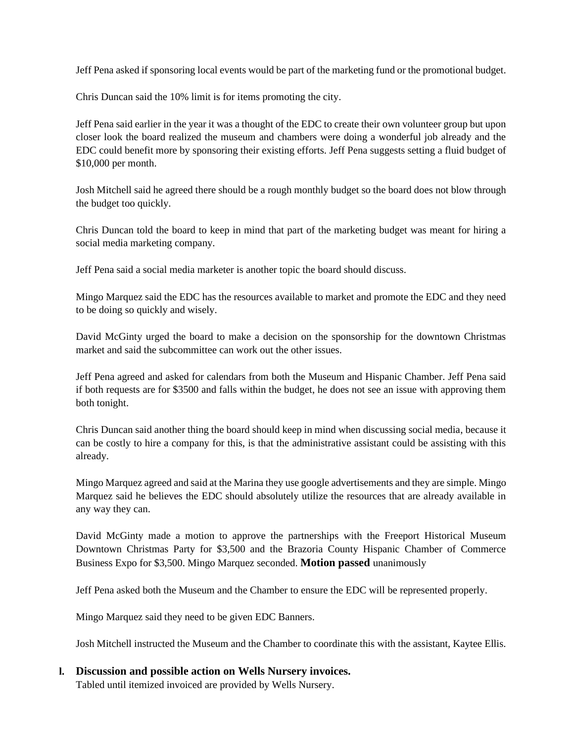Jeff Pena asked if sponsoring local events would be part of the marketing fund or the promotional budget.

Chris Duncan said the 10% limit is for items promoting the city.

Jeff Pena said earlier in the year it was a thought of the EDC to create their own volunteer group but upon closer look the board realized the museum and chambers were doing a wonderful job already and the EDC could benefit more by sponsoring their existing efforts. Jeff Pena suggests setting a fluid budget of $10,000 per month.

Josh Mitchell said he agreed there should be a rough monthly budget so the board does not blow through the budget too quickly.

Chris Duncan told the board to keep in mind that part of the marketing budget was meant for hiring a social media marketing company.

Jeff Pena said a social media marketer is another topic the board should discuss.

Mingo Marquez said the EDC has the resources available to market and promote the EDC and they need to be doing so quickly and wisely.

David McGinty urged the board to make a decision on the sponsorship for the downtown Christmas market and said the subcommittee can work out the other issues.

Jeff Pena agreed and asked for calendars from both the Museum and Hispanic Chamber. Jeff Pena said if both requests are for $3500 and falls within the budget, he does not see an issue with approving them both tonight.

Chris Duncan said another thing the board should keep in mind when discussing social media, because it can be costly to hire a company for this, is that the administrative assistant could be assisting with this already.

Mingo Marquez agreed and said at the Marina they use google advertisements and they are simple. Mingo Marquez said he believes the EDC should absolutely utilize the resources that are already available in any way they can.

David McGinty made a motion to approve the partnerships with the Freeport Historical Museum Downtown Christmas Party for $3,500 and the Brazoria County Hispanic Chamber of Commerce Business Expo for $3,500. Mingo Marquez seconded. **Motion passed** unanimously

Jeff Pena asked both the Museum and the Chamber to ensure the EDC will be represented properly.

Mingo Marquez said they need to be given EDC Banners.

Josh Mitchell instructed the Museum and the Chamber to coordinate this with the assistant, Kaytee Ellis.

**l. Discussion and possible action on Wells Nursery invoices.**
Tabled until itemized invoiced are provided by Wells Nursery.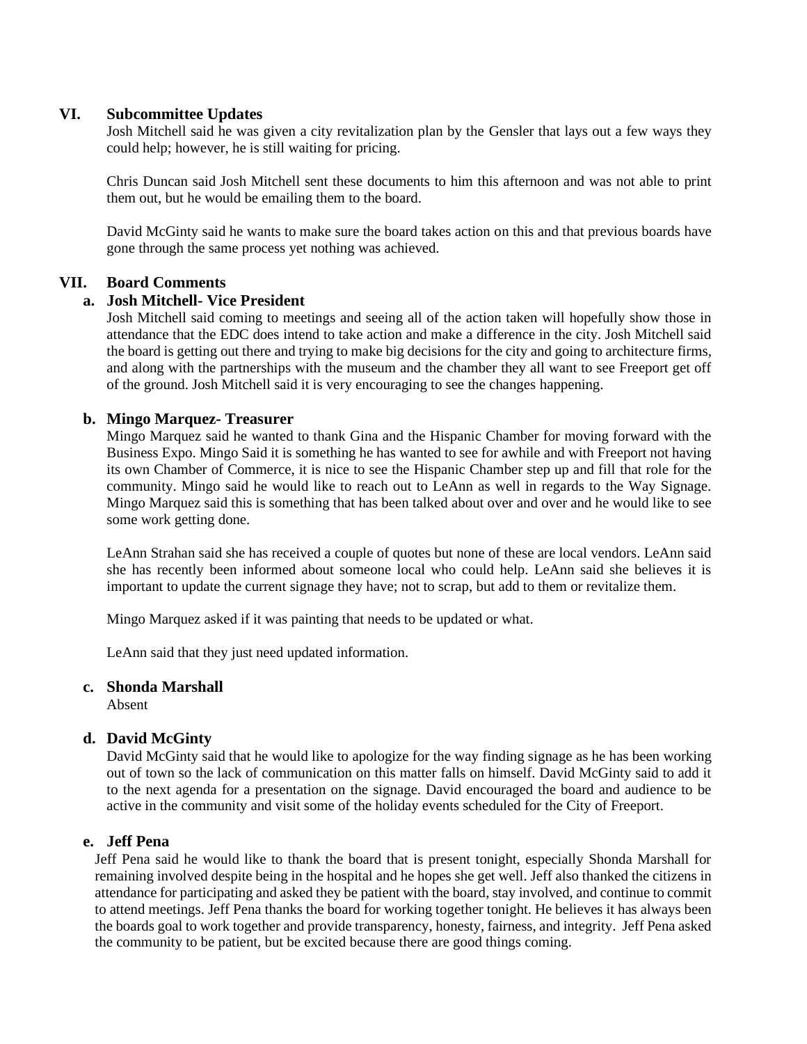## VI. Subcommittee Updates

Josh Mitchell said he was given a city revitalization plan by the Gensler that lays out a few ways they could help; however, he is still waiting for pricing.

Chris Duncan said Josh Mitchell sent these documents to him this afternoon and was not able to print them out, but he would be emailing them to the board.

David McGinty said he wants to make sure the board takes action on this and that previous boards have gone through the same process yet nothing was achieved.

## VII. Board Comments

### a. Josh Mitchell- Vice President

Josh Mitchell said coming to meetings and seeing all of the action taken will hopefully show those in attendance that the EDC does intend to take action and make a difference in the city. Josh Mitchell said the board is getting out there and trying to make big decisions for the city and going to architecture firms, and along with the partnerships with the museum and the chamber they all want to see Freeport get off of the ground. Josh Mitchell said it is very encouraging to see the changes happening.

### b. Mingo Marquez- Treasurer

Mingo Marquez said he wanted to thank Gina and the Hispanic Chamber for moving forward with the Business Expo. Mingo Said it is something he has wanted to see for awhile and with Freeport not having its own Chamber of Commerce, it is nice to see the Hispanic Chamber step up and fill that role for the community. Mingo said he would like to reach out to LeAnn as well in regards to the Way Signage. Mingo Marquez said this is something that has been talked about over and over and he would like to see some work getting done.

LeAnn Strahan said she has received a couple of quotes but none of these are local vendors. LeAnn said she has recently been informed about someone local who could help. LeAnn said she believes it is important to update the current signage they have; not to scrap, but add to them or revitalize them.

Mingo Marquez asked if it was painting that needs to be updated or what.

LeAnn said that they just need updated information.

### c. Shonda Marshall

Absent

### d. David McGinty

David McGinty said that he would like to apologize for the way finding signage as he has been working out of town so the lack of communication on this matter falls on himself. David McGinty said to add it to the next agenda for a presentation on the signage. David encouraged the board and audience to be active in the community and visit some of the holiday events scheduled for the City of Freeport.

### e. Jeff Pena

Jeff Pena said he would like to thank the board that is present tonight, especially Shonda Marshall for remaining involved despite being in the hospital and he hopes she get well. Jeff also thanked the citizens in attendance for participating and asked they be patient with the board, stay involved, and continue to commit to attend meetings. Jeff Pena thanks the board for working together tonight. He believes it has always been the boards goal to work together and provide transparency, honesty, fairness, and integrity. Jeff Pena asked the community to be patient, but be excited because there are good things coming.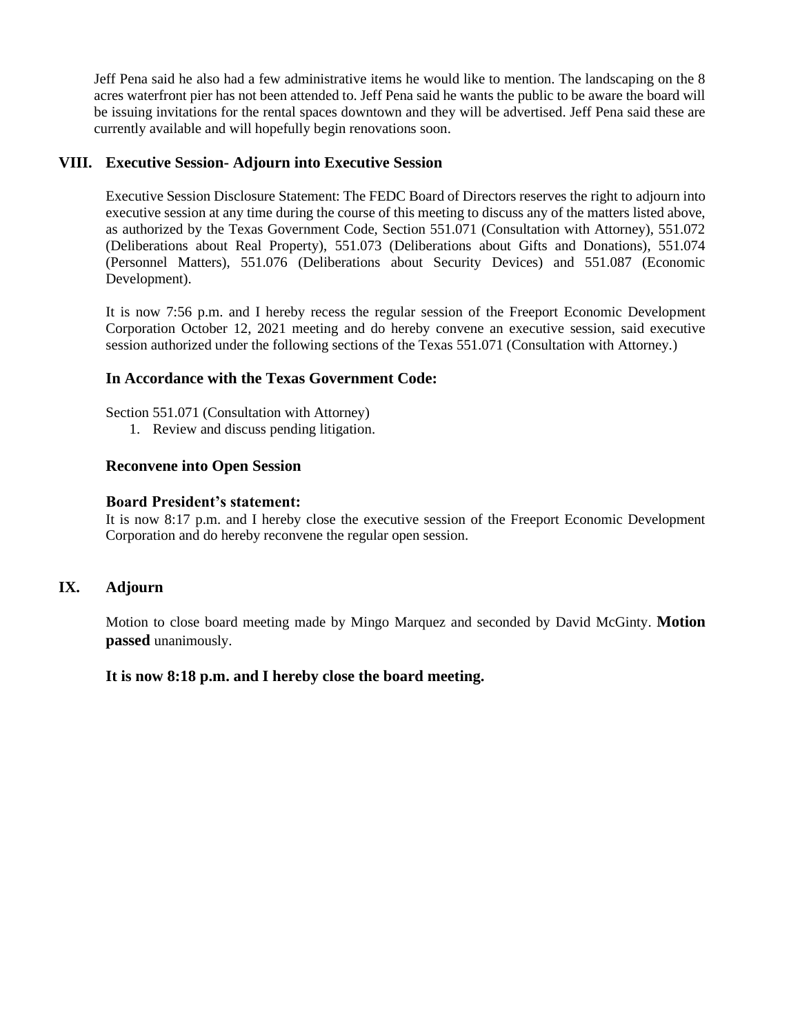Jeff Pena said he also had a few administrative items he would like to mention. The landscaping on the 8 acres waterfront pier has not been attended to. Jeff Pena said he wants the public to be aware the board will be issuing invitations for the rental spaces downtown and they will be advertised. Jeff Pena said these are currently available and will hopefully begin renovations soon.

## VIII. Executive Session- Adjourn into Executive Session

Executive Session Disclosure Statement: The FEDC Board of Directors reserves the right to adjourn into executive session at any time during the course of this meeting to discuss any of the matters listed above, as authorized by the Texas Government Code, Section 551.071 (Consultation with Attorney), 551.072 (Deliberations about Real Property), 551.073 (Deliberations about Gifts and Donations), 551.074 (Personnel Matters), 551.076 (Deliberations about Security Devices) and 551.087 (Economic Development).

It is now 7:56 p.m. and I hereby recess the regular session of the Freeport Economic Development Corporation October 12, 2021 meeting and do hereby convene an executive session, said executive session authorized under the following sections of the Texas 551.071 (Consultation with Attorney.)

### In Accordance with the Texas Government Code:

Section 551.071 (Consultation with Attorney)

1. Review and discuss pending litigation.

### Reconvene into Open Session

### Board President's statement:

It is now 8:17 p.m. and I hereby close the executive session of the Freeport Economic Development Corporation and do hereby reconvene the regular open session.

## IX. Adjourn

Motion to close board meeting made by Mingo Marquez and seconded by David McGinty. **Motion passed** unanimously.

**It is now 8:18 p.m. and I hereby close the board meeting.**